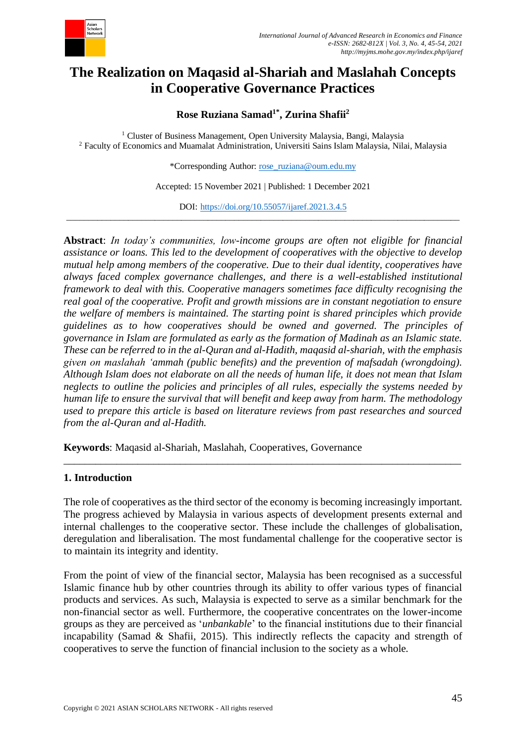# The Realization on Maqasid al-Shariah and Maslahah Concepts in Cooperative Governance Practices

**Rose Ruziana Samad[1*], Zurina Shafii[2]**

[1] Cluster of Business Management, Open University Malaysia, Bangi, Malaysia
[2] Faculty of Economics and Muamalat Administration, Universiti Sains Islam Malaysia, Nilai, Malaysia

*Corresponding Author: rose_ruziana@oum.edu.my

Accepted: 15 November 2021 | Published: 1 December 2021

DOI: https://doi.org/10.55057/ijaref.2021.3.4.5

---

**Abstract**: *In today's communities, low-income groups are often not eligible for financial assistance or loans. This led to the development of cooperatives with the objective to develop mutual help among members of the cooperative. Due to their dual identity, cooperatives have always faced complex governance challenges, and there is a well-established institutional framework to deal with this. Cooperative managers sometimes face difficulty recognising the real goal of the cooperative. Profit and growth missions are in constant negotiation to ensure the welfare of members is maintained. The starting point is shared principles which provide guidelines as to how cooperatives should be owned and governed. The principles of governance in Islam are formulated as early as the formation of Madinah as an Islamic state. These can be referred to in the al-Quran and al-Hadith, maqasid al-shariah, with the emphasis given on maslahah 'ammah (public benefits) and the prevention of mafsadah (wrongdoing). Although Islam does not elaborate on all the needs of human life, it does not mean that Islam neglects to outline the policies and principles of all rules, especially the systems needed by human life to ensure the survival that will benefit and keep away from harm. The methodology used to prepare this article is based on literature reviews from past researches and sourced from the al-Quran and al-Hadith.*

**Keywords**: Maqasid al-Shariah, Maslahah, Cooperatives, Governance

---

## 1. Introduction

The role of cooperatives as the third sector of the economy is becoming increasingly important. The progress achieved by Malaysia in various aspects of development presents external and internal challenges to the cooperative sector. These include the challenges of globalisation, deregulation and liberalisation. The most fundamental challenge for the cooperative sector is to maintain its integrity and identity.

From the point of view of the financial sector, Malaysia has been recognised as a successful Islamic finance hub by other countries through its ability to offer various types of financial products and services. As such, Malaysia is expected to serve as a similar benchmark for the non-financial sector as well. Furthermore, the cooperative concentrates on the lower-income groups as they are perceived as '*unbankable*' to the financial institutions due to their financial incapability (Samad & Shafii, 2015). This indirectly reflects the capacity and strength of cooperatives to serve the function of financial inclusion to the society as a whole.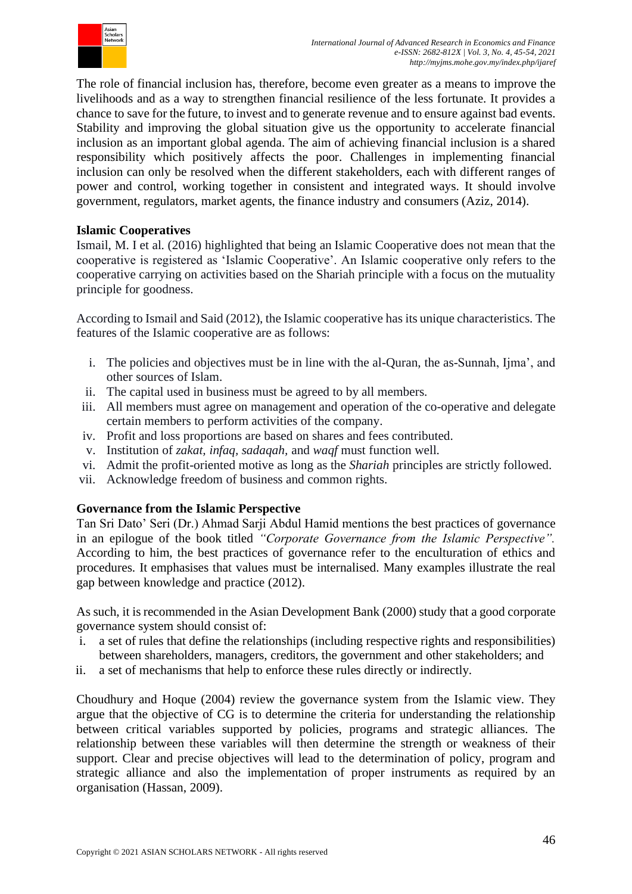The role of financial inclusion has, therefore, become even greater as a means to improve the livelihoods and as a way to strengthen financial resilience of the less fortunate. It provides a chance to save for the future, to invest and to generate revenue and to ensure against bad events. Stability and improving the global situation give us the opportunity to accelerate financial inclusion as an important global agenda. The aim of achieving financial inclusion is a shared responsibility which positively affects the poor. Challenges in implementing financial inclusion can only be resolved when the different stakeholders, each with different ranges of power and control, working together in consistent and integrated ways. It should involve government, regulators, market agents, the finance industry and consumers (Aziz, 2014).

**Islamic Cooperatives**

Ismail, M. I et al. (2016) highlighted that being an Islamic Cooperative does not mean that the cooperative is registered as 'Islamic Cooperative'. An Islamic cooperative only refers to the cooperative carrying on activities based on the Shariah principle with a focus on the mutuality principle for goodness.

According to Ismail and Said (2012), the Islamic cooperative has its unique characteristics. The features of the Islamic cooperative are as follows:

i. The policies and objectives must be in line with the al-Quran, the as-Sunnah, Ijma', and other sources of Islam.
ii. The capital used in business must be agreed to by all members.
iii. All members must agree on management and operation of the co-operative and delegate certain members to perform activities of the company.
iv. Profit and loss proportions are based on shares and fees contributed.
v. Institution of *zakat, infaq, sadaqah,* and *waqf* must function well.
vi. Admit the profit-oriented motive as long as the *Shariah* principles are strictly followed.
vii. Acknowledge freedom of business and common rights.

**Governance from the Islamic Perspective**

Tan Sri Dato' Seri (Dr.) Ahmad Sarji Abdul Hamid mentions the best practices of governance in an epilogue of the book titled *"Corporate Governance from the Islamic Perspective".* According to him, the best practices of governance refer to the enculturation of ethics and procedures. It emphasises that values must be internalised. Many examples illustrate the real gap between knowledge and practice (2012).

As such, it is recommended in the Asian Development Bank (2000) study that a good corporate governance system should consist of:

i. a set of rules that define the relationships (including respective rights and responsibilities) between shareholders, managers, creditors, the government and other stakeholders; and
ii. a set of mechanisms that help to enforce these rules directly or indirectly.

Choudhury and Hoque (2004) review the governance system from the Islamic view. They argue that the objective of CG is to determine the criteria for understanding the relationship between critical variables supported by policies, programs and strategic alliances. The relationship between these variables will then determine the strength or weakness of their support. Clear and precise objectives will lead to the determination of policy, program and strategic alliance and also the implementation of proper instruments as required by an organisation (Hassan, 2009).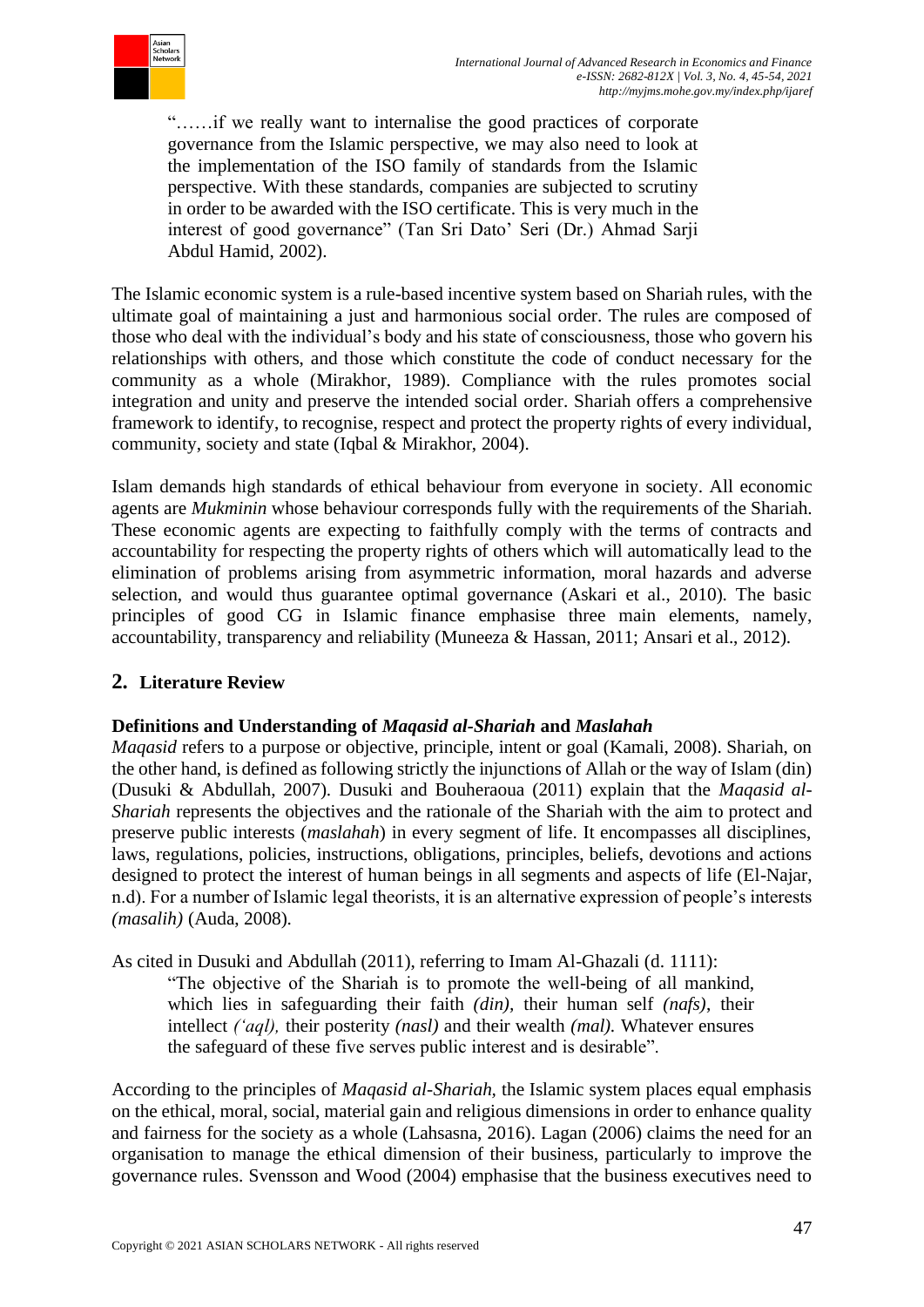> "……if we really want to internalise the good practices of corporate governance from the Islamic perspective, we may also need to look at the implementation of the ISO family of standards from the Islamic perspective. With these standards, companies are subjected to scrutiny in order to be awarded with the ISO certificate. This is very much in the interest of good governance" (Tan Sri Dato' Seri (Dr.) Ahmad Sarji Abdul Hamid, 2002).

The Islamic economic system is a rule-based incentive system based on Shariah rules, with the ultimate goal of maintaining a just and harmonious social order. The rules are composed of those who deal with the individual's body and his state of consciousness, those who govern his relationships with others, and those which constitute the code of conduct necessary for the community as a whole (Mirakhor, 1989). Compliance with the rules promotes social integration and unity and preserve the intended social order. Shariah offers a comprehensive framework to identify, to recognise, respect and protect the property rights of every individual, community, society and state (Iqbal & Mirakhor, 2004).

Islam demands high standards of ethical behaviour from everyone in society. All economic agents are *Mukminin* whose behaviour corresponds fully with the requirements of the Shariah. These economic agents are expecting to faithfully comply with the terms of contracts and accountability for respecting the property rights of others which will automatically lead to the elimination of problems arising from asymmetric information, moral hazards and adverse selection, and would thus guarantee optimal governance (Askari et al., 2010). The basic principles of good CG in Islamic finance emphasise three main elements, namely, accountability, transparency and reliability (Muneeza & Hassan, 2011; Ansari et al., 2012).

## 2. Literature Review

### Definitions and Understanding of *Maqasid al-Shariah* and *Maslahah*

*Maqasid* refers to a purpose or objective, principle, intent or goal (Kamali, 2008). Shariah, on the other hand, is defined as following strictly the injunctions of Allah or the way of Islam (din) (Dusuki & Abdullah, 2007). Dusuki and Bouheraoua (2011) explain that the *Maqasid al-Shariah* represents the objectives and the rationale of the Shariah with the aim to protect and preserve public interests (*maslahah*) in every segment of life. It encompasses all disciplines, laws, regulations, policies, instructions, obligations, principles, beliefs, devotions and actions designed to protect the interest of human beings in all segments and aspects of life (El-Najar, n.d). For a number of Islamic legal theorists, it is an alternative expression of people's interests *(masalih)* (Auda, 2008).

As cited in Dusuki and Abdullah (2011), referring to Imam Al-Ghazali (d. 1111):

> "The objective of the Shariah is to promote the well-being of all mankind, which lies in safeguarding their faith *(din)*, their human self *(nafs)*, their intellect *('aql)*, their posterity *(nasl)* and their wealth *(mal)*. Whatever ensures the safeguard of these five serves public interest and is desirable".

According to the principles of *Maqasid al-Shariah*, the Islamic system places equal emphasis on the ethical, moral, social, material gain and religious dimensions in order to enhance quality and fairness for the society as a whole (Lahsasna, 2016). Lagan (2006) claims the need for an organisation to manage the ethical dimension of their business, particularly to improve the governance rules. Svensson and Wood (2004) emphasise that the business executives need to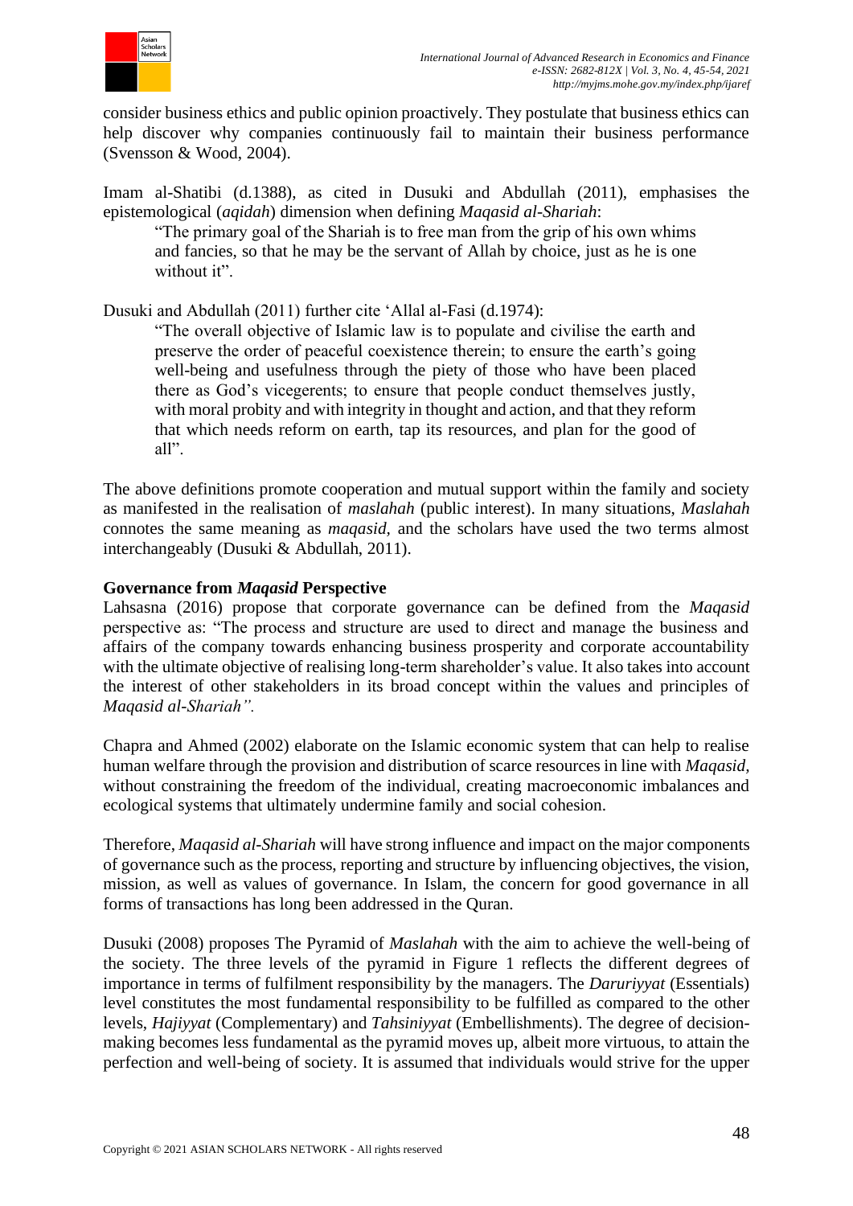consider business ethics and public opinion proactively. They postulate that business ethics can help discover why companies continuously fail to maintain their business performance (Svensson & Wood, 2004).

Imam al-Shatibi (d.1388), as cited in Dusuki and Abdullah (2011), emphasises the epistemological (*aqidah*) dimension when defining *Maqasid al-Shariah*:

> "The primary goal of the Shariah is to free man from the grip of his own whims and fancies, so that he may be the servant of Allah by choice, just as he is one without it".

Dusuki and Abdullah (2011) further cite 'Allal al-Fasi (d.1974):

> "The overall objective of Islamic law is to populate and civilise the earth and preserve the order of peaceful coexistence therein; to ensure the earth's going well-being and usefulness through the piety of those who have been placed there as God's vicegerents; to ensure that people conduct themselves justly, with moral probity and with integrity in thought and action, and that they reform that which needs reform on earth, tap its resources, and plan for the good of all".

The above definitions promote cooperation and mutual support within the family and society as manifested in the realisation of *maslahah* (public interest). In many situations, *Maslahah* connotes the same meaning as *maqasid,* and the scholars have used the two terms almost interchangeably (Dusuki & Abdullah, 2011).

**Governance from *Maqasid* Perspective**

Lahsasna (2016) propose that corporate governance can be defined from the *Maqasid* perspective as: "The process and structure are used to direct and manage the business and affairs of the company towards enhancing business prosperity and corporate accountability with the ultimate objective of realising long-term shareholder's value. It also takes into account the interest of other stakeholders in its broad concept within the values and principles of *Maqasid al-Shariah".*

Chapra and Ahmed (2002) elaborate on the Islamic economic system that can help to realise human welfare through the provision and distribution of scarce resources in line with *Maqasid*, without constraining the freedom of the individual, creating macroeconomic imbalances and ecological systems that ultimately undermine family and social cohesion.

Therefore, *Maqasid al-Shariah* will have strong influence and impact on the major components of governance such as the process, reporting and structure by influencing objectives, the vision, mission, as well as values of governance. In Islam, the concern for good governance in all forms of transactions has long been addressed in the Quran.

Dusuki (2008) proposes The Pyramid of *Maslahah* with the aim to achieve the well-being of the society. The three levels of the pyramid in Figure 1 reflects the different degrees of importance in terms of fulfilment responsibility by the managers. The *Daruriyyat* (Essentials) level constitutes the most fundamental responsibility to be fulfilled as compared to the other levels, *Hajiyyat* (Complementary) and *Tahsiniyyat* (Embellishments). The degree of decision-making becomes less fundamental as the pyramid moves up, albeit more virtuous, to attain the perfection and well-being of society. It is assumed that individuals would strive for the upper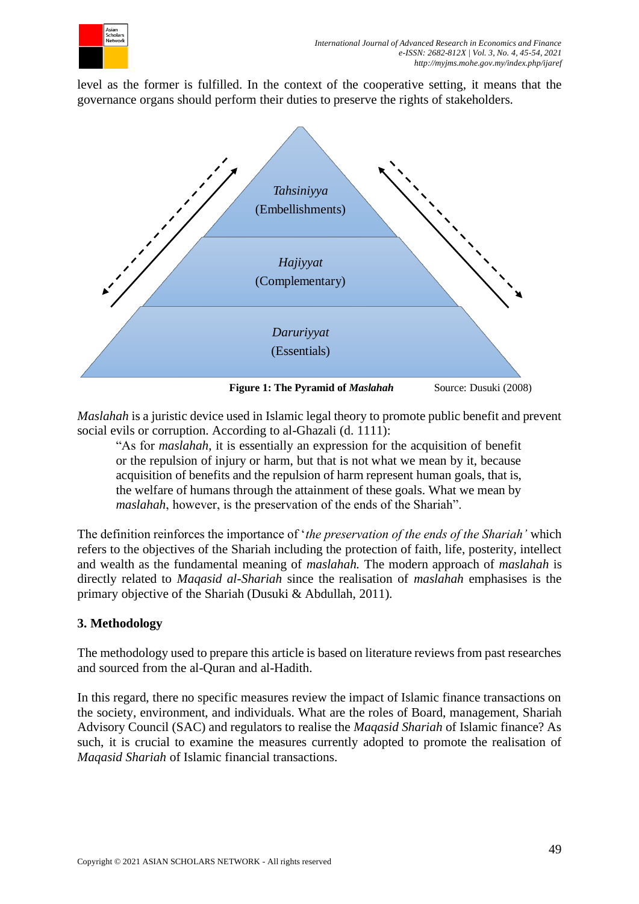level as the former is fulfilled. In the context of the cooperative setting, it means that the governance organs should perform their duties to preserve the rights of stakeholders.

*Tahsiniyya*
(Embellishments)

*Hajiyyat*
(Complementary)

*Daruriyyat*
(Essentials)

**Figure 1: The Pyramid of *Maslahah*** Source: Dusuki (2008)

*Maslahah* is a juristic device used in Islamic legal theory to promote public benefit and prevent social evils or corruption. According to al-Ghazali (d. 1111):

> "As for *maslahah*, it is essentially an expression for the acquisition of benefit or the repulsion of injury or harm, but that is not what we mean by it, because acquisition of benefits and the repulsion of harm represent human goals, that is, the welfare of humans through the attainment of these goals. What we mean by *maslahah*, however, is the preservation of the ends of the Shariah".

The definition reinforces the importance of '*the preservation of the ends of the Shariah'* which refers to the objectives of the Shariah including the protection of faith, life, posterity, intellect and wealth as the fundamental meaning of *maslahah.* The modern approach of *maslahah* is directly related to *Maqasid al-Shariah* since the realisation of *maslahah* emphasises is the primary objective of the Shariah (Dusuki & Abdullah, 2011).

## 3. Methodology

The methodology used to prepare this article is based on literature reviews from past researches and sourced from the al-Quran and al-Hadith.

In this regard, there no specific measures review the impact of Islamic finance transactions on the society, environment, and individuals. What are the roles of Board, management, Shariah Advisory Council (SAC) and regulators to realise the *Maqasid Shariah* of Islamic finance? As such, it is crucial to examine the measures currently adopted to promote the realisation of *Maqasid Shariah* of Islamic financial transactions.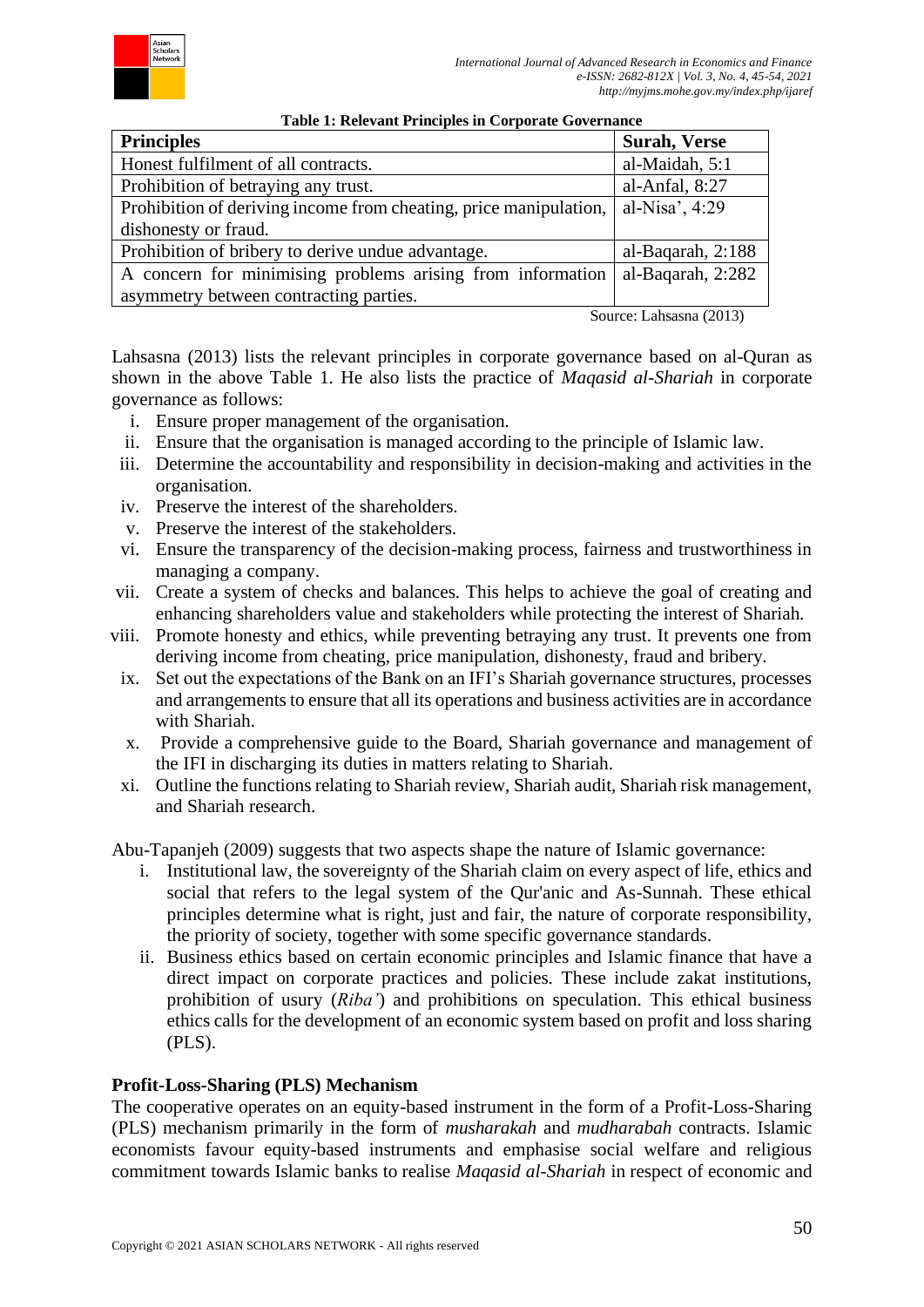**Table 1: Relevant Principles in Corporate Governance**

| Principles | Surah, Verse |
|---|---|
| Honest fulfilment of all contracts. | al-Maidah, 5:1 |
| Prohibition of betraying any trust. | al-Anfal, 8:27 |
| Prohibition of deriving income from cheating, price manipulation, dishonesty or fraud. | al-Nisa', 4:29 |
| Prohibition of bribery to derive undue advantage. | al-Baqarah, 2:188 |
| A concern for minimising problems arising from information asymmetry between contracting parties. | al-Baqarah, 2:282 |

Source: Lahsasna (2013)

Lahsasna (2013) lists the relevant principles in corporate governance based on al-Quran as shown in the above Table 1. He also lists the practice of *Maqasid al-Shariah* in corporate governance as follows:

i. Ensure proper management of the organisation.
ii. Ensure that the organisation is managed according to the principle of Islamic law.
iii. Determine the accountability and responsibility in decision-making and activities in the organisation.
iv. Preserve the interest of the shareholders.
v. Preserve the interest of the stakeholders.
vi. Ensure the transparency of the decision-making process, fairness and trustworthiness in managing a company.
vii. Create a system of checks and balances. This helps to achieve the goal of creating and enhancing shareholders value and stakeholders while protecting the interest of Shariah.
viii. Promote honesty and ethics, while preventing betraying any trust. It prevents one from deriving income from cheating, price manipulation, dishonesty, fraud and bribery.
ix. Set out the expectations of the Bank on an IFI's Shariah governance structures, processes and arrangements to ensure that all its operations and business activities are in accordance with Shariah.
x. Provide a comprehensive guide to the Board, Shariah governance and management of the IFI in discharging its duties in matters relating to Shariah.
xi. Outline the functions relating to Shariah review, Shariah audit, Shariah risk management, and Shariah research.

Abu-Tapanjeh (2009) suggests that two aspects shape the nature of Islamic governance:

i. Institutional law, the sovereignty of the Shariah claim on every aspect of life, ethics and social that refers to the legal system of the Qur'anic and As-Sunnah. These ethical principles determine what is right, just and fair, the nature of corporate responsibility, the priority of society, together with some specific governance standards.
ii. Business ethics based on certain economic principles and Islamic finance that have a direct impact on corporate practices and policies. These include zakat institutions, prohibition of usury (*Riba'*) and prohibitions on speculation. This ethical business ethics calls for the development of an economic system based on profit and loss sharing (PLS).

**Profit-Loss-Sharing (PLS) Mechanism**

The cooperative operates on an equity-based instrument in the form of a Profit-Loss-Sharing (PLS) mechanism primarily in the form of *musharakah* and *mudharabah* contracts. Islamic economists favour equity-based instruments and emphasise social welfare and religious commitment towards Islamic banks to realise *Maqasid al-Shariah* in respect of economic and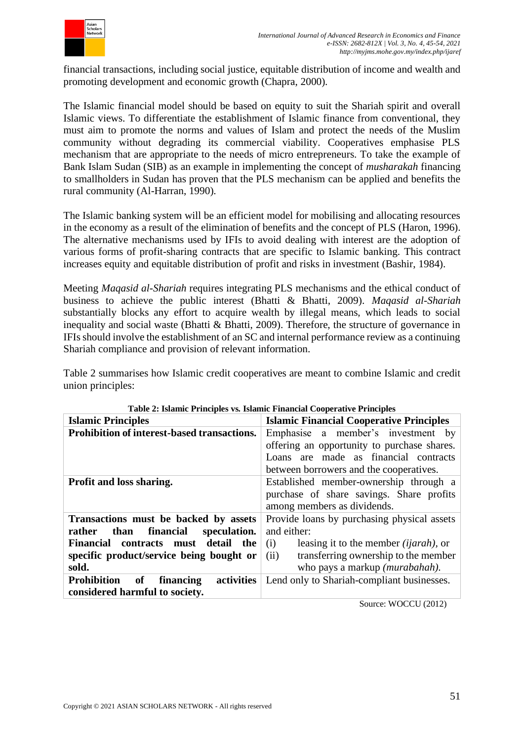financial transactions, including social justice, equitable distribution of income and wealth and promoting development and economic growth (Chapra, 2000).

The Islamic financial model should be based on equity to suit the Shariah spirit and overall Islamic views. To differentiate the establishment of Islamic finance from conventional, they must aim to promote the norms and values of Islam and protect the needs of the Muslim community without degrading its commercial viability. Cooperatives emphasise PLS mechanism that are appropriate to the needs of micro entrepreneurs. To take the example of Bank Islam Sudan (SIB) as an example in implementing the concept of *musharakah* financing to smallholders in Sudan has proven that the PLS mechanism can be applied and benefits the rural community (Al-Harran, 1990).

The Islamic banking system will be an efficient model for mobilising and allocating resources in the economy as a result of the elimination of benefits and the concept of PLS (Haron, 1996). The alternative mechanisms used by IFIs to avoid dealing with interest are the adoption of various forms of profit-sharing contracts that are specific to Islamic banking. This contract increases equity and equitable distribution of profit and risks in investment (Bashir, 1984).

Meeting *Maqasid al-Shariah* requires integrating PLS mechanisms and the ethical conduct of business to achieve the public interest (Bhatti & Bhatti, 2009). *Maqasid al-Shariah* substantially blocks any effort to acquire wealth by illegal means, which leads to social inequality and social waste (Bhatti & Bhatti, 2009). Therefore, the structure of governance in IFIs should involve the establishment of an SC and internal performance review as a continuing Shariah compliance and provision of relevant information.

Table 2 summarises how Islamic credit cooperatives are meant to combine Islamic and credit union principles:

**Table 2: Islamic Principles vs. Islamic Financial Cooperative Principles**

| Islamic Principles | Islamic Financial Cooperative Principles |
|---|---|
| **Prohibition of interest-based transactions.** | Emphasise a member's investment by offering an opportunity to purchase shares. Loans are made as financial contracts between borrowers and the cooperatives. |
| **Profit and loss sharing.** | Established member-ownership through a purchase of share savings. Share profits among members as dividends. |
| **Transactions must be backed by assets rather than financial speculation. Financial contracts must detail the specific product/service being bought or sold.** | Provide loans by purchasing physical assets and either: (i) leasing it to the member *(ijarah)*, or (ii) transferring ownership to the member who pays a markup *(murabahah)*. |
| **Prohibition of financing activities considered harmful to society.** | Lend only to Shariah-compliant businesses. |

Source: WOCCU (2012)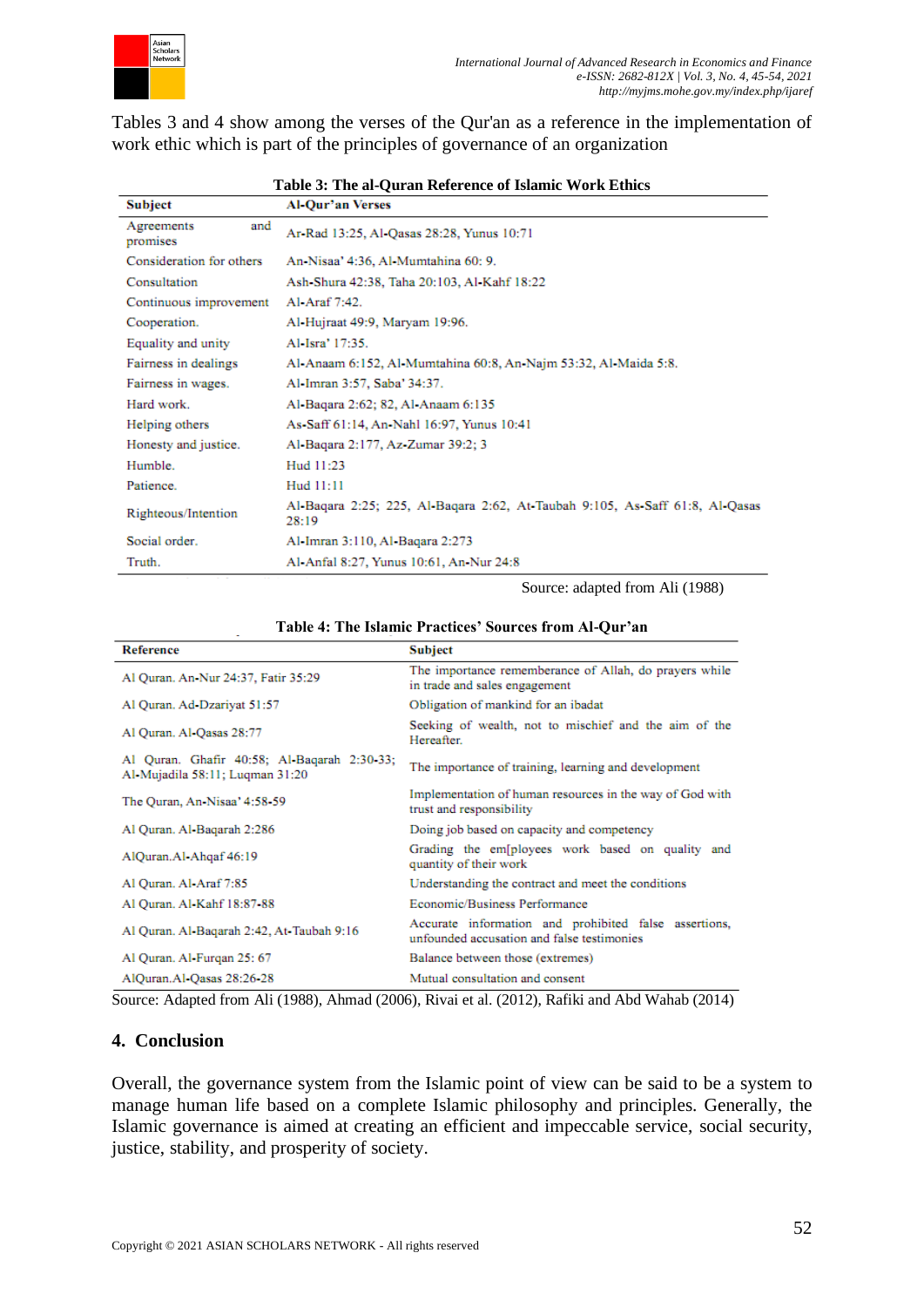Tables 3 and 4 show among the verses of the Qur'an as a reference in the implementation of work ethic which is part of the principles of governance of an organization

**Table 3: The al-Quran Reference of Islamic Work Ethics**

| Subject | Al-Qur'an Verses |
|---|---|
| Agreements and promises | Ar-Rad 13:25, Al-Qasas 28:28, Yunus 10:71 |
| Consideration for others | An-Nisaa' 4:36, Al-Mumtahina 60: 9. |
| Consultation | Ash-Shura 42:38, Taha 20:103, Al-Kahf 18:22 |
| Continuous improvement | Al-Araf 7:42. |
| Cooperation. | Al-Hujraat 49:9, Maryam 19:96. |
| Equality and unity | Al-Isra' 17:35. |
| Fairness in dealings | Al-Anaam 6:152, Al-Mumtahina 60:8, An-Najm 53:32, Al-Maida 5:8. |
| Fairness in wages. | Al-Imran 3:57, Saba' 34:37. |
| Hard work. | Al-Baqara 2:62; 82, Al-Anaam 6:135 |
| Helping others | As-Saff 61:14, An-Nahl 16:97, Yunus 10:41 |
| Honesty and justice. | Al-Baqara 2:177, Az-Zumar 39:2; 3 |
| Humble. | Hud 11:23 |
| Patience. | Hud 11:11 |
| Righteous/Intention | Al-Baqara 2:25; 225, Al-Baqara 2:62, At-Taubah 9:105, As-Saff 61:8, Al-Qasas 28:19 |
| Social order. | Al-Imran 3:110, Al-Baqara 2:273 |
| Truth. | Al-Anfal 8:27, Yunus 10:61, An-Nur 24:8 |

Source: adapted from Ali (1988)

**Table 4: The Islamic Practices' Sources from Al-Qur'an**

| Reference | Subject |
|---|---|
| Al Quran. An-Nur 24:37, Fatir 35:29 | The importance rememberance of Allah, do prayers while in trade and sales engagement |
| Al Quran. Ad-Dzariyat 51:57 | Obligation of mankind for an ibadat |
| Al Quran. Al-Qasas 28:77 | Seeking of wealth, not to mischief and the aim of the Hereafter. |
| Al Quran. Ghafir 40:58; Al-Baqarah 2:30-33; Al-Mujadila 58:11; Luqman 31:20 | The importance of training, learning and development |
| The Quran, An-Nisaa' 4:58-59 | Implementation of human resources in the way of God with trust and responsibility |
| Al Quran. Al-Baqarah 2:286 | Doing job based on capacity and competency |
| AlQuran.Al-Ahqaf 46:19 | Grading the em[ployees work based on quality and quantity of their work |
| Al Quran. Al-Araf 7:85 | Understanding the contract and meet the conditions |
| Al Quran. Al-Kahf 18:87-88 | Economic/Business Performance |
| Al Quran. Al-Baqarah 2:42, At-Taubah 9:16 | Accurate information and prohibited false assertions, unfounded accusation and false testimonies |
| Al Quran. Al-Furqan 25: 67 | Balance between those (extremes) |
| AlQuran.Al-Qasas 28:26-28 | Mutual consultation and consent |

Source: Adapted from Ali (1988), Ahmad (2006), Rivai et al. (2012), Rafiki and Abd Wahab (2014)

## 4. Conclusion

Overall, the governance system from the Islamic point of view can be said to be a system to manage human life based on a complete Islamic philosophy and principles. Generally, the Islamic governance is aimed at creating an efficient and impeccable service, social security, justice, stability, and prosperity of society.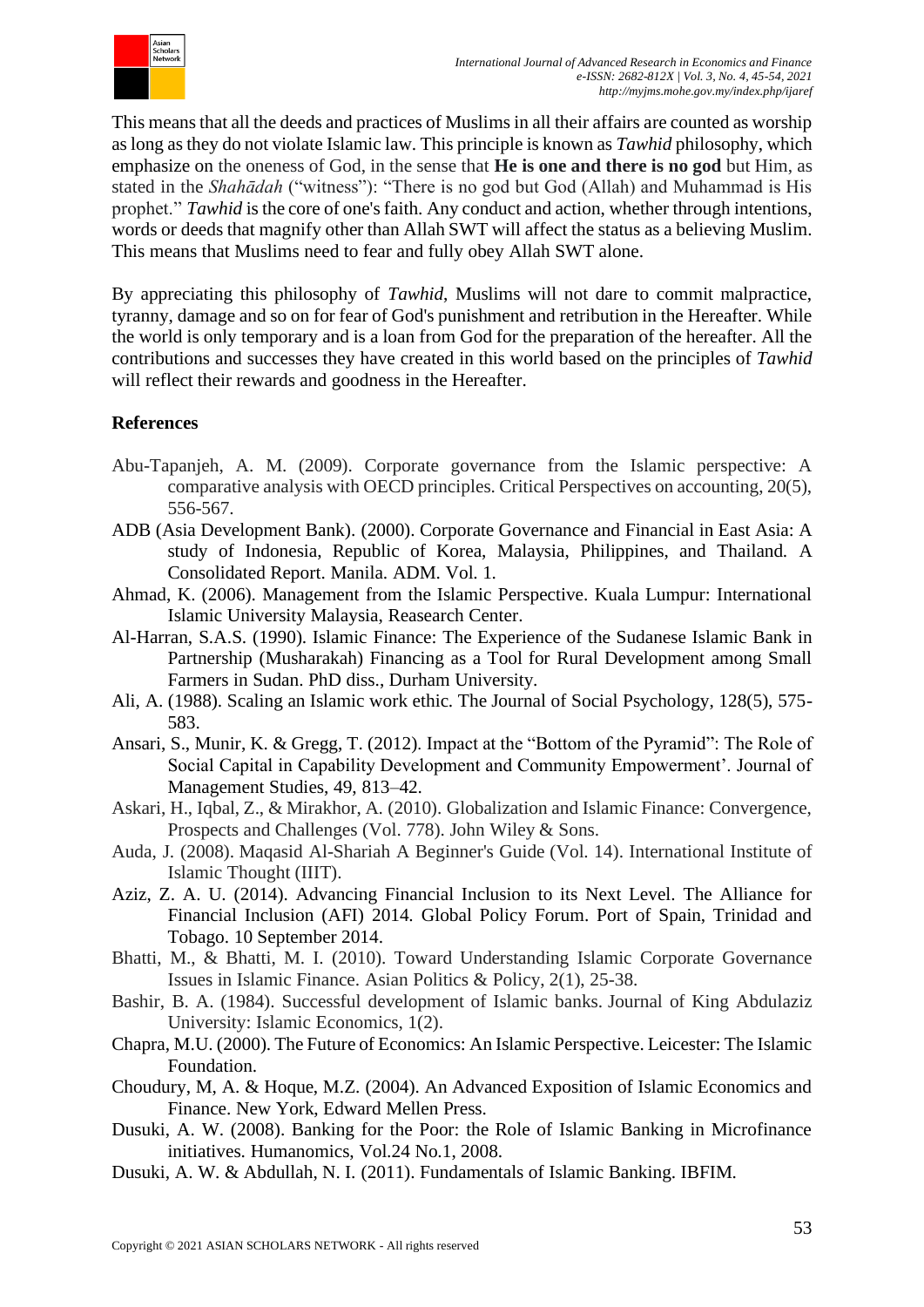This means that all the deeds and practices of Muslims in all their affairs are counted as worship as long as they do not violate Islamic law. This principle is known as *Tawhid* philosophy, which emphasize on the oneness of God, in the sense that **He is one and there is no god** but Him, as stated in the *Shahādah* ("witness"): "There is no god but God (Allah) and Muhammad is His prophet." *Tawhid* is the core of one's faith. Any conduct and action, whether through intentions, words or deeds that magnify other than Allah SWT will affect the status as a believing Muslim. This means that Muslims need to fear and fully obey Allah SWT alone.

By appreciating this philosophy of *Tawhid*, Muslims will not dare to commit malpractice, tyranny, damage and so on for fear of God's punishment and retribution in the Hereafter. While the world is only temporary and is a loan from God for the preparation of the hereafter. All the contributions and successes they have created in this world based on the principles of *Tawhid* will reflect their rewards and goodness in the Hereafter.

## References

Abu-Tapanjeh, A. M. (2009). Corporate governance from the Islamic perspective: A comparative analysis with OECD principles. Critical Perspectives on accounting, 20(5), 556-567.

ADB (Asia Development Bank). (2000). Corporate Governance and Financial in East Asia: A study of Indonesia, Republic of Korea, Malaysia, Philippines, and Thailand. A Consolidated Report. Manila. ADM. Vol. 1.

Ahmad, K. (2006). Management from the Islamic Perspective. Kuala Lumpur: International Islamic University Malaysia, Reasearch Center.

Al-Harran, S.A.S. (1990). Islamic Finance: The Experience of the Sudanese Islamic Bank in Partnership (Musharakah) Financing as a Tool for Rural Development among Small Farmers in Sudan. PhD diss., Durham University.

Ali, A. (1988). Scaling an Islamic work ethic. The Journal of Social Psychology, 128(5), 575-583.

Ansari, S., Munir, K. & Gregg, T. (2012). Impact at the "Bottom of the Pyramid": The Role of Social Capital in Capability Development and Community Empowerment'. Journal of Management Studies, 49, 813–42.

Askari, H., Iqbal, Z., & Mirakhor, A. (2010). Globalization and Islamic Finance: Convergence, Prospects and Challenges (Vol. 778). John Wiley & Sons.

Auda, J. (2008). Maqasid Al-Shariah A Beginner's Guide (Vol. 14). International Institute of Islamic Thought (IIIT).

Aziz, Z. A. U. (2014). Advancing Financial Inclusion to its Next Level. The Alliance for Financial Inclusion (AFI) 2014. Global Policy Forum. Port of Spain, Trinidad and Tobago. 10 September 2014.

Bhatti, M., & Bhatti, M. I. (2010). Toward Understanding Islamic Corporate Governance Issues in Islamic Finance. Asian Politics & Policy, 2(1), 25-38.

Bashir, B. A. (1984). Successful development of Islamic banks. Journal of King Abdulaziz University: Islamic Economics, 1(2).

Chapra, M.U. (2000). The Future of Economics: An Islamic Perspective. Leicester: The Islamic Foundation.

Choudury, M, A. & Hoque, M.Z. (2004). An Advanced Exposition of Islamic Economics and Finance. New York, Edward Mellen Press.

Dusuki, A. W. (2008). Banking for the Poor: the Role of Islamic Banking in Microfinance initiatives. Humanomics, Vol.24 No.1, 2008.

Dusuki, A. W. & Abdullah, N. I. (2011). Fundamentals of Islamic Banking. IBFIM.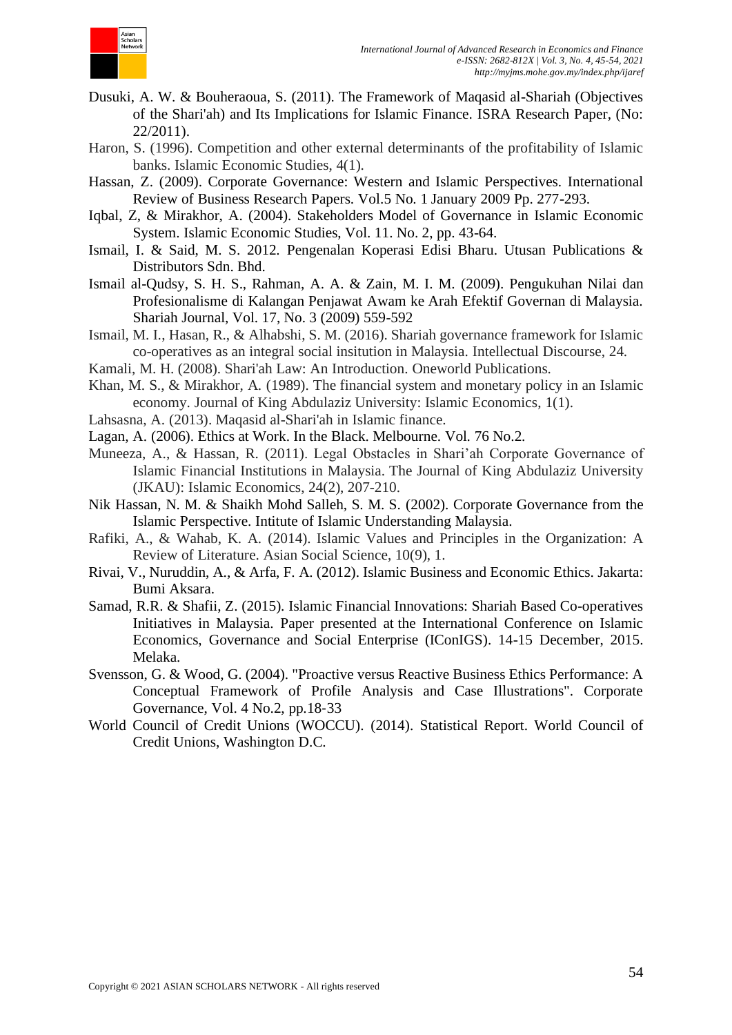Dusuki, A. W. & Bouheraoua, S. (2011). The Framework of Maqasid al-Shariah (Objectives of the Shari'ah) and Its Implications for Islamic Finance. ISRA Research Paper, (No: 22/2011).

Haron, S. (1996). Competition and other external determinants of the profitability of Islamic banks. Islamic Economic Studies, 4(1).

Hassan, Z. (2009). Corporate Governance: Western and Islamic Perspectives. International Review of Business Research Papers. Vol.5 No. 1 January 2009 Pp. 277-293.

Iqbal, Z, & Mirakhor, A. (2004). Stakeholders Model of Governance in Islamic Economic System. Islamic Economic Studies, Vol. 11. No. 2, pp. 43-64.

Ismail, I. & Said, M. S. 2012. Pengenalan Koperasi Edisi Bharu. Utusan Publications & Distributors Sdn. Bhd.

Ismail al-Qudsy, S. H. S., Rahman, A. A. & Zain, M. I. M. (2009). Pengukuhan Nilai dan Profesionalisme di Kalangan Penjawat Awam ke Arah Efektif Governan di Malaysia. Shariah Journal, Vol. 17, No. 3 (2009) 559-592

Ismail, M. I., Hasan, R., & Alhabshi, S. M. (2016). Shariah governance framework for Islamic co-operatives as an integral social insitution in Malaysia. Intellectual Discourse, 24.

Kamali, M. H. (2008). Shari'ah Law: An Introduction. Oneworld Publications.

Khan, M. S., & Mirakhor, A. (1989). The financial system and monetary policy in an Islamic economy. Journal of King Abdulaziz University: Islamic Economics, 1(1).

Lahsasna, A. (2013). Maqasid al-Shari'ah in Islamic finance.

Lagan, A. (2006). Ethics at Work. In the Black. Melbourne. Vol. 76 No.2.

Muneeza, A., & Hassan, R. (2011). Legal Obstacles in Shari'ah Corporate Governance of Islamic Financial Institutions in Malaysia. The Journal of King Abdulaziz University (JKAU): Islamic Economics, 24(2), 207-210.

Nik Hassan, N. M. & Shaikh Mohd Salleh, S. M. S. (2002). Corporate Governance from the Islamic Perspective. Intitute of Islamic Understanding Malaysia.

Rafiki, A., & Wahab, K. A. (2014). Islamic Values and Principles in the Organization: A Review of Literature. Asian Social Science, 10(9), 1.

Rivai, V., Nuruddin, A., & Arfa, F. A. (2012). Islamic Business and Economic Ethics. Jakarta: Bumi Aksara.

Samad, R.R. & Shafii, Z. (2015). Islamic Financial Innovations: Shariah Based Co-operatives Initiatives in Malaysia. Paper presented at the International Conference on Islamic Economics, Governance and Social Enterprise (IConIGS). 14-15 December, 2015. Melaka.

Svensson, G. & Wood, G. (2004). "Proactive versus Reactive Business Ethics Performance: A Conceptual Framework of Profile Analysis and Case Illustrations". Corporate Governance, Vol. 4 No.2, pp.18-33

World Council of Credit Unions (WOCCU). (2014). Statistical Report. World Council of Credit Unions, Washington D.C.